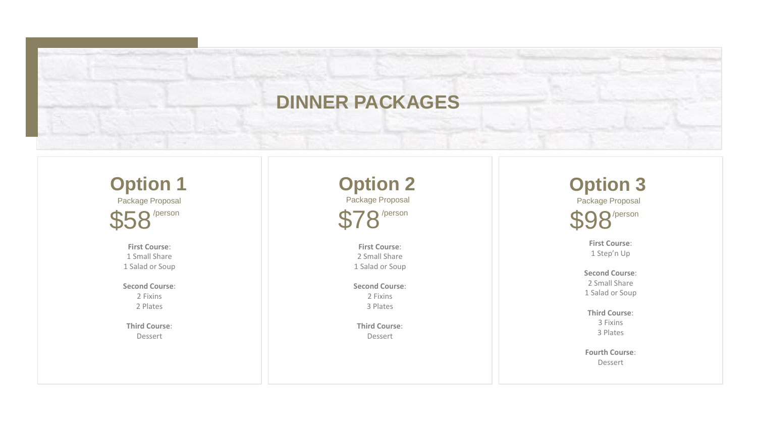# DINNER PACKAGES

## Option 1

Package Proposal

$58 /person

**First Course**:
1 Small Share
1 Salad or Soup

**Second Course**:
2 Fixins
2 Plates

**Third Course**:
Dessert

## Option 2

Package Proposal

$78 /person

**First Course**:
2 Small Share
1 Salad or Soup

**Second Course**:
2 Fixins
3 Plates

**Third Course**:
Dessert

## Option 3

Package Proposal

$98 /person

**First Course**:
1 Step'n Up

**Second Course**:
2 Small Share
1 Salad or Soup

**Third Course**:
3 Fixins
3 Plates

**Fourth Course**:
Dessert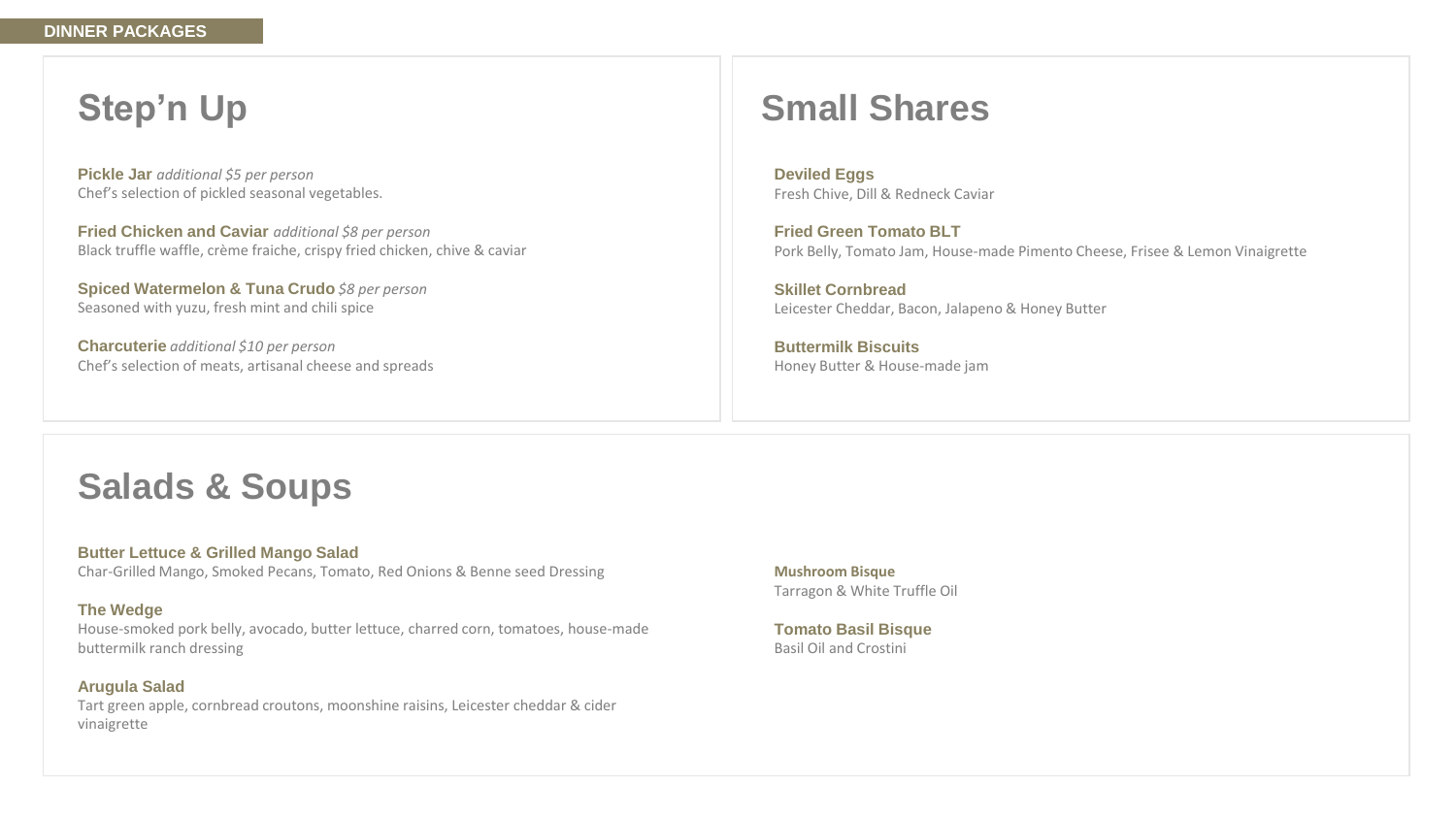DINNER PACKAGES

## Step’n Up

**Pickle Jar** *additional $5 per person*
Chef’s selection of pickled seasonal vegetables.

**Fried Chicken and Caviar** *additional $8 per person*
Black truffle waffle, crème fraiche, crispy fried chicken, chive & caviar

**Spiced Watermelon & Tuna Crudo** *$8 per person*
Seasoned with yuzu, fresh mint and chili spice

**Charcuterie** *additional $10 per person*
Chef’s selection of meats, artisanal cheese and spreads

## Small Shares

**Deviled Eggs**
Fresh Chive, Dill & Redneck Caviar

**Fried Green Tomato BLT**
Pork Belly, Tomato Jam, House-made Pimento Cheese, Frisee & Lemon Vinaigrette

**Skillet Cornbread**
Leicester Cheddar, Bacon, Jalapeno & Honey Butter

**Buttermilk Biscuits**
Honey Butter & House-made jam

## Salads & Soups

**Butter Lettuce & Grilled Mango Salad**
Char-Grilled Mango, Smoked Pecans, Tomato, Red Onions & Benne seed Dressing

**The Wedge**
House-smoked pork belly, avocado, butter lettuce, charred corn, tomatoes, house-made buttermilk ranch dressing

**Arugula Salad**
Tart green apple, cornbread croutons, moonshine raisins, Leicester cheddar & cider vinaigrette

**Mushroom Bisque**
Tarragon & White Truffle Oil

**Tomato Basil Bisque**
Basil Oil and Crostini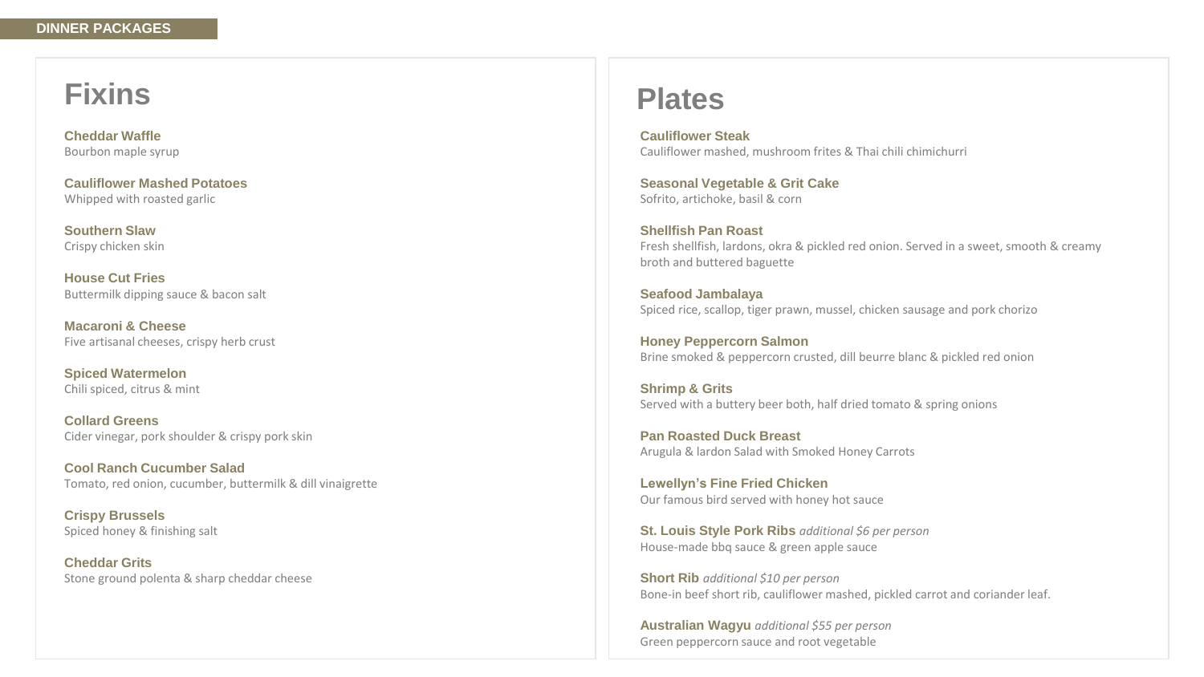DINNER PACKAGES

# Fixins

**Cheddar Waffle**
Bourbon maple syrup

**Cauliflower Mashed Potatoes**
Whipped with roasted garlic

**Southern Slaw**
Crispy chicken skin

**House Cut Fries**
Buttermilk dipping sauce & bacon salt

**Macaroni & Cheese**
Five artisanal cheeses, crispy herb crust

**Spiced Watermelon**
Chili spiced, citrus & mint

**Collard Greens**
Cider vinegar, pork shoulder & crispy pork skin

**Cool Ranch Cucumber Salad**
Tomato, red onion, cucumber, buttermilk & dill vinaigrette

**Crispy Brussels**
Spiced honey & finishing salt

**Cheddar Grits**
Stone ground polenta & sharp cheddar cheese

# Plates

**Cauliflower Steak**
Cauliflower mashed, mushroom frites & Thai chili chimichurri

**Seasonal Vegetable & Grit Cake**
Sofrito, artichoke, basil & corn

**Shellfish Pan Roast**
Fresh shellfish, lardons, okra & pickled red onion. Served in a sweet, smooth & creamy broth and buttered baguette

**Seafood Jambalaya**
Spiced rice, scallop, tiger prawn, mussel, chicken sausage and pork chorizo

**Honey Peppercorn Salmon**
Brine smoked & peppercorn crusted, dill beurre blanc & pickled red onion

**Shrimp & Grits**
Served with a buttery beer both, half dried tomato & spring onions

**Pan Roasted Duck Breast**
Arugula & lardon Salad with Smoked Honey Carrots

**Lewellyn's Fine Fried Chicken**
Our famous bird served with honey hot sauce

**St. Louis Style Pork Ribs** *additional $6 per person*
House-made bbq sauce & green apple sauce

**Short Rib** *additional $10 per person*
Bone-in beef short rib, cauliflower mashed, pickled carrot and coriander leaf.

**Australian Wagyu** *additional $55 per person*
Green peppercorn sauce and root vegetable